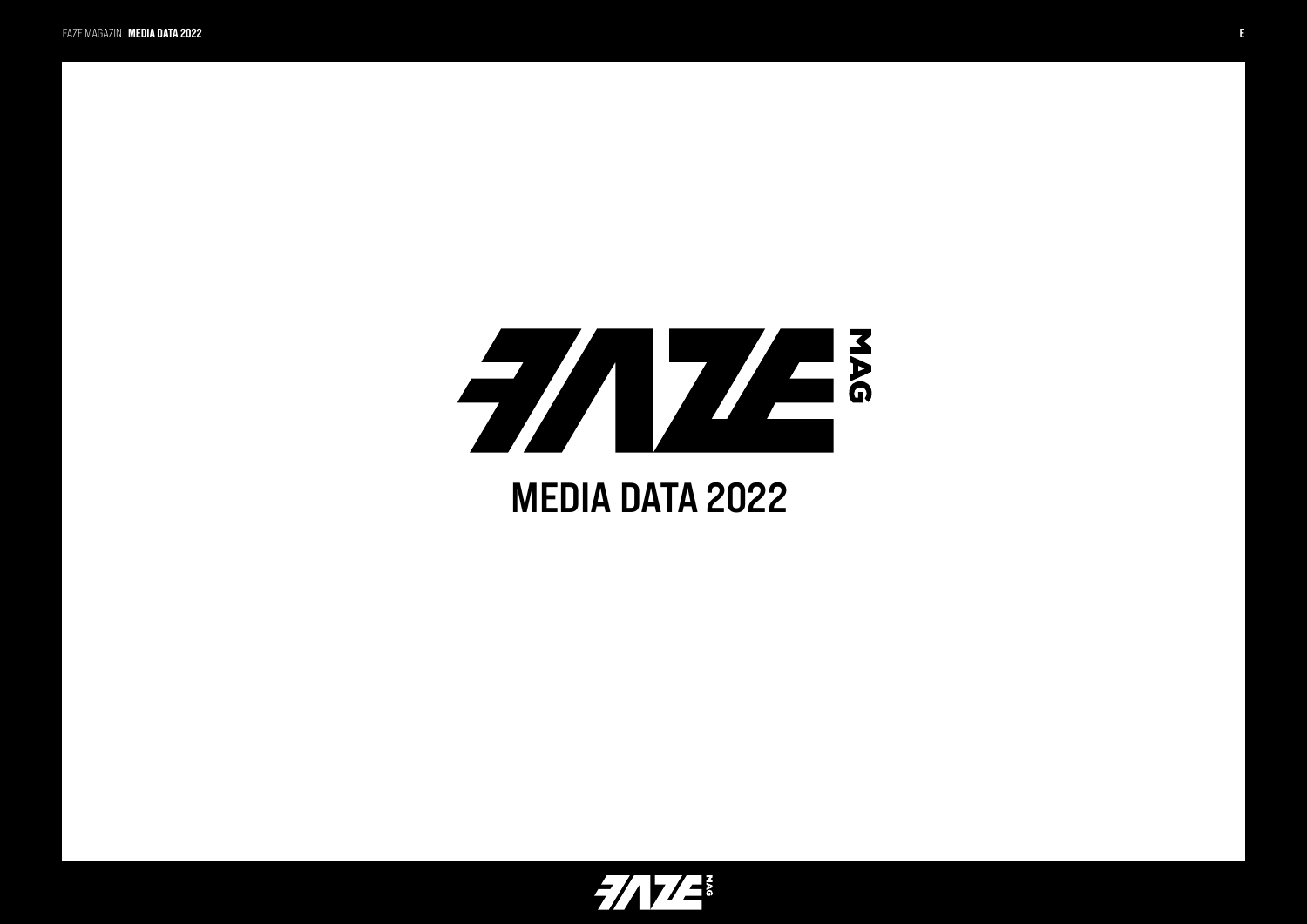# FAZE MAG

## MEDIA DATA 2022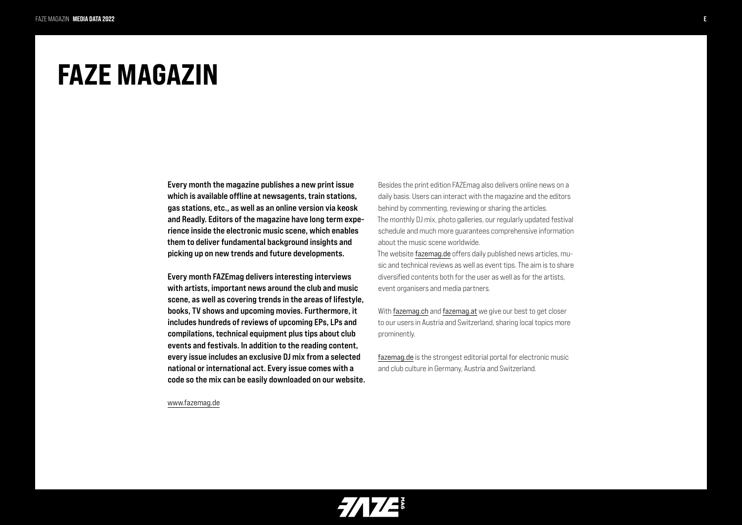# FAZE MAGAZIN

**Every month the magazine publishes a new print issue which is available offline at newsagents, train stations, gas stations, etc., as well as an online version via keosk and Readly. Editors of the magazine have long term experience inside the electronic music scene, which enables them to deliver fundamental background insights and picking up on new trends and future developments.**

**Every month FAZEmag delivers interesting interviews with artists, important news around the club and music scene, as well as covering trends in the areas of lifestyle, books, TV shows and upcoming movies. Furthermore, it includes hundreds of reviews of upcoming EPs, LPs and compilations, technical equipment plus tips about club events and festivals. In addition to the reading content, every issue includes an exclusive DJ mix from a selected national or international act. Every issue comes with a code so the mix can be easily downloaded on our website.**

www.fazemag.de

Besides the print edition FAZEmag also delivers online news on a daily basis. Users can interact with the magazine and the editors behind by commenting, reviewing or sharing the articles.
The monthly DJ mix, photo galleries, our regularly updated festival schedule and much more guarantees comprehensive information about the music scene worldwide.
The website fazemag.de offers daily published news articles, music and technical reviews as well as event tips. The aim is to share diversified contents both for the user as well as for the artists, event organisers and media partners.

With fazemag.ch and fazemag.at we give our best to get closer to our users in Austria and Switzerland, sharing local topics more prominently.

fazemag.de is the strongest editorial portal for electronic music and club culture in Germany, Austria and Switzerland.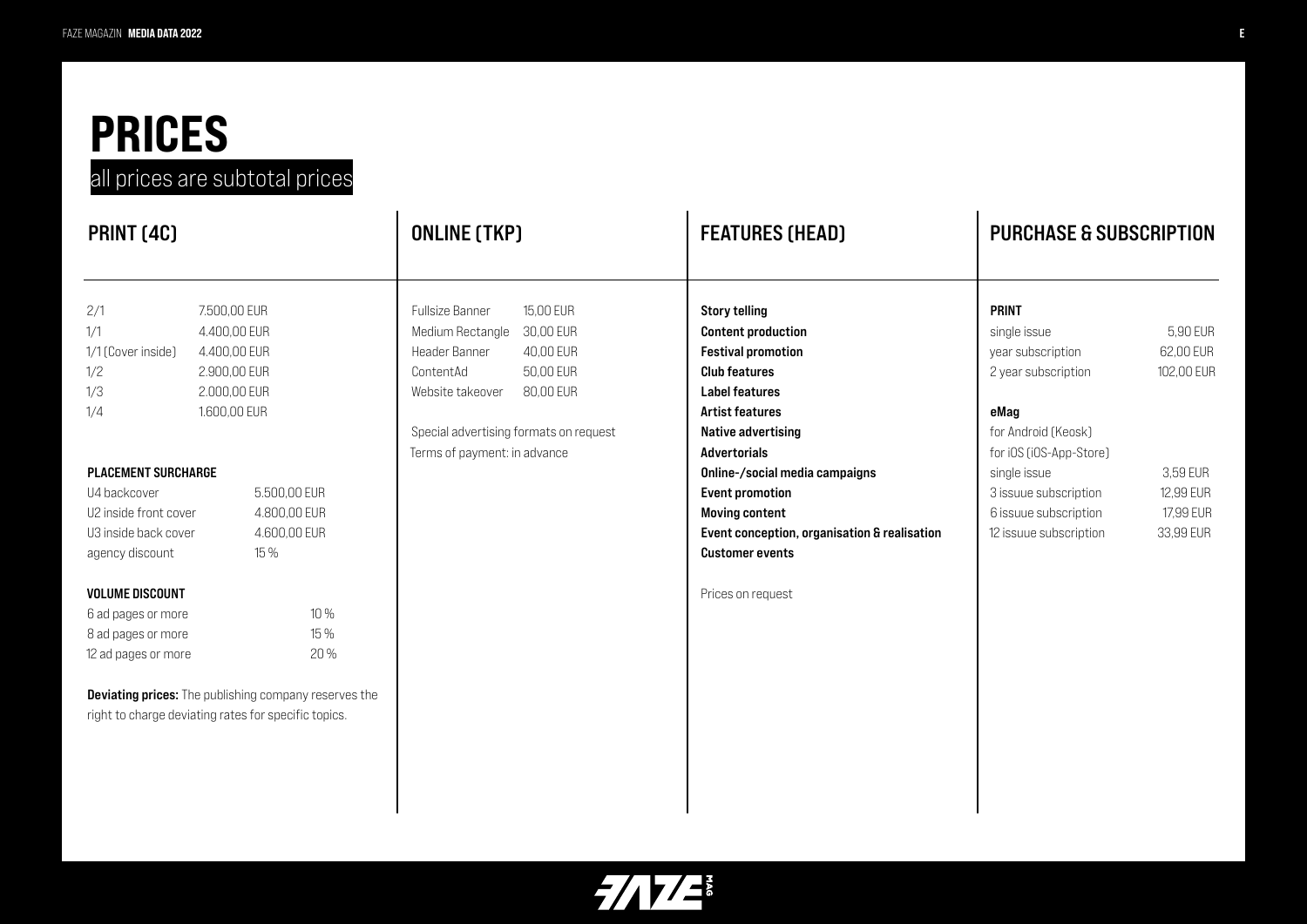# PRICES

all prices are subtotal prices

## PRINT (4C)

| | |
|---|---|
| 2/1 | 7.500,00 EUR |
| 1/1 | 4.400,00 EUR |
| 1/1 (Cover inside) | 4.400,00 EUR |
| 1/2 | 2.900,00 EUR |
| 1/3 | 2.000,00 EUR |
| 1/4 | 1.600,00 EUR |

**PLACEMENT SURCHARGE**

| | |
|---|---|
| U4 backcover | 5.500,00 EUR |
| U2 inside front cover | 4.800,00 EUR |
| U3 inside back cover | 4.600,00 EUR |
| agency discount | 15 % |

**VOLUME DISCOUNT**

| | |
|---|---|
| 6 ad pages or more | 10 % |
| 8 ad pages or more | 15 % |
| 12 ad pages or more | 20 % |

**Deviating prices:** The publishing company reserves the right to charge deviating rates for specific topics.

## ONLINE (TKP)

| | |
|---|---|
| Fullsize Banner | 15,00 EUR |
| Medium Rectangle | 30,00 EUR |
| Header Banner | 40,00 EUR |
| ContentAd | 50,00 EUR |
| Website takeover | 80,00 EUR |

Special advertising formats on request

Terms of payment: in advance

## FEATURES (HEAD)

**Story telling**
**Content production**
**Festival promotion**
**Club features**
**Label features**
**Artist features**
**Native advertising**
**Advertorials**
**Online-/social media campaigns**
**Event promotion**
**Moving content**
**Event conception, organisation & realisation**
**Customer events**

Prices on request

## PURCHASE & SUBSCRIPTION

**PRINT**

| | |
|---|---|
| single issue | 5,90 EUR |
| year subscription | 62,00 EUR |
| 2 year subscription | 102,00 EUR |

**eMag**

for Android (Keosk)
for iOS (iOS-App-Store)

| | |
|---|---|
| single issue | 3,59 EUR |
| 3 issuue subscription | 12,99 EUR |
| 6 issuue subscription | 17,99 EUR |
| 12 issuue subscription | 33,99 EUR |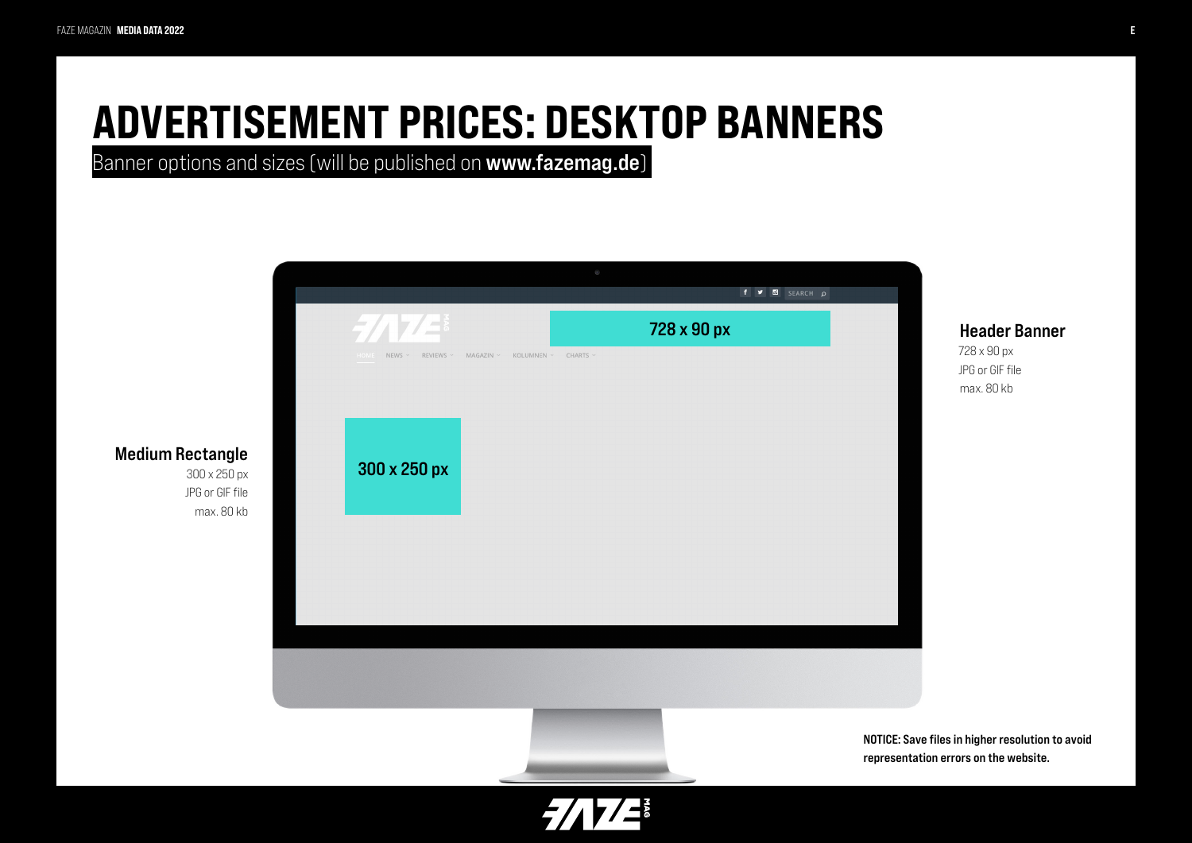# ADVERTISEMENT PRICES: DESKTOP BANNERS

Banner options and sizes (will be published on **www.fazemag.de**)

728 x 90 px

300 x 250 px

### Header Banner

728 x 90 px
JPG or GIF file
max. 80 kb

### Medium Rectangle

300 x 250 px
JPG or GIF file
max. 80 kb

**NOTICE: Save files in higher resolution to avoid representation errors on the website.**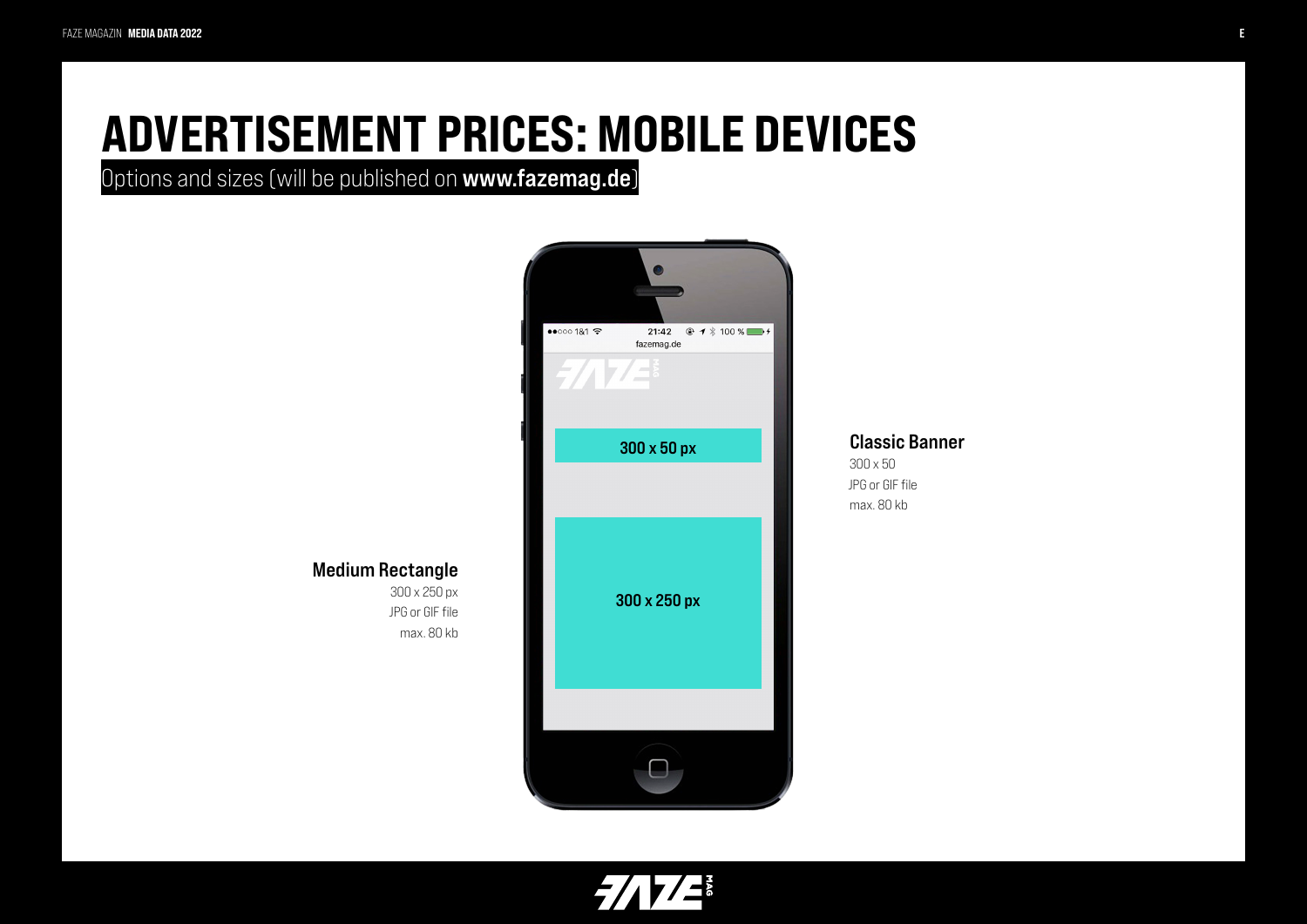# ADVERTISEMENT PRICES: MOBILE DEVICES

Options and sizes (will be published on **www.fazemag.de**)

300 x 50 px

300 x 250 px

### Classic Banner

300 x 50
JPG or GIF file
max. 80 kb

### Medium Rectangle

300 x 250 px
JPG or GIF file
max. 80 kb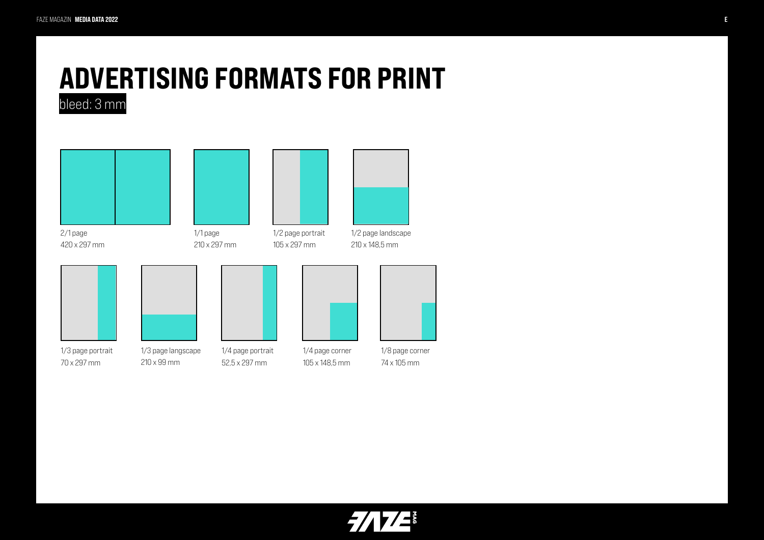# ADVERTISING FORMATS FOR PRINT

bleed: 3 mm

2/1 page
420 x 297 mm

1/1 page
210 x 297 mm

1/2 page portrait
105 x 297 mm

1/2 page landscape
210 x 148,5 mm

1/3 page portrait
70 x 297 mm

1/3 page langscape
210 x 99 mm

1/4 page portrait
52,5 x 297 mm

1/4 page corner
105 x 148,5 mm

1/8 page corner
74 x 105 mm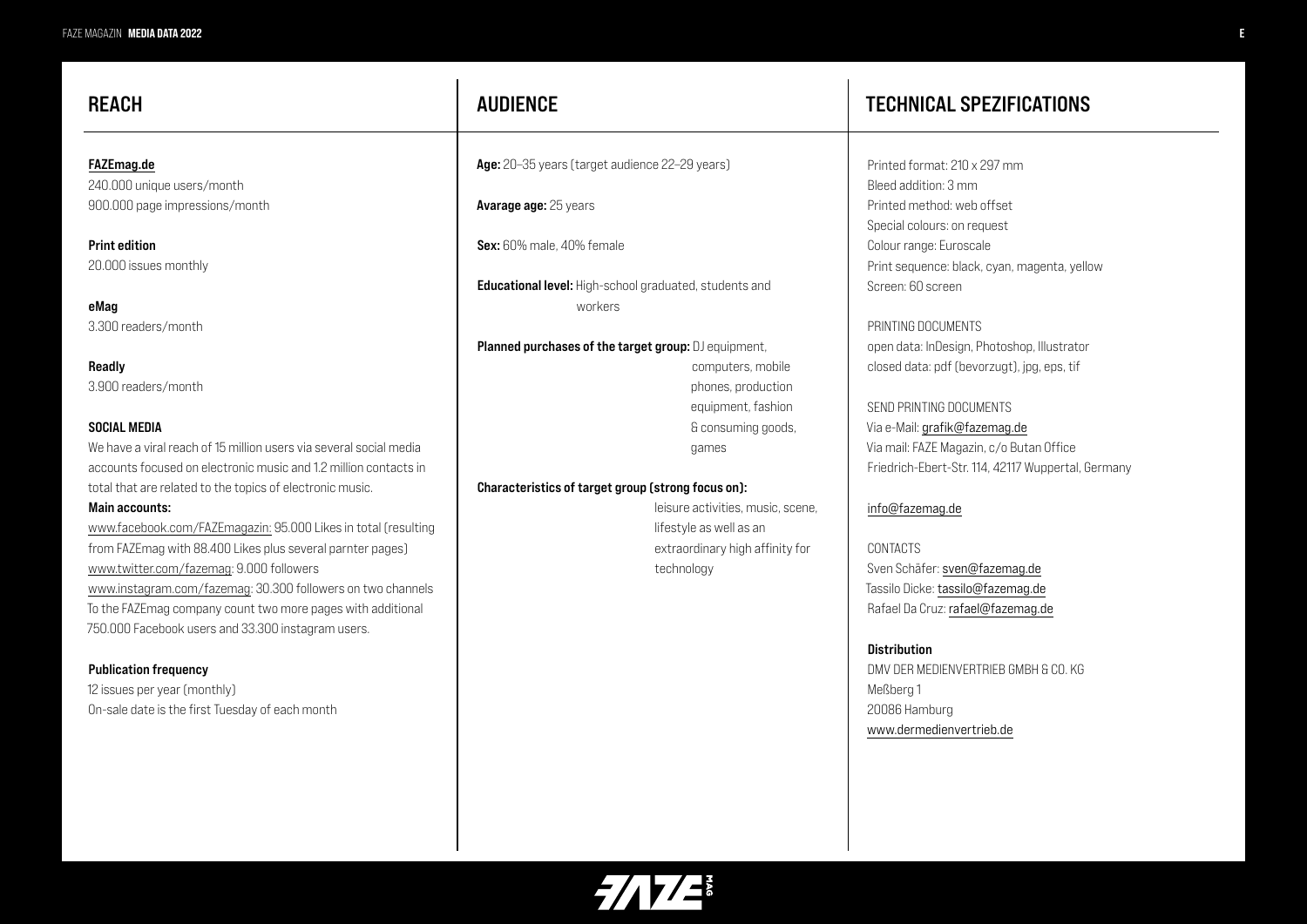## REACH

**FAZEmag.de**
240.000 unique users/month
900.000 page impressions/month

**Print edition**
20.000 issues monthly

**eMag**
3.300 readers/month

**Readly**
3.900 readers/month

**SOCIAL MEDIA**
We have a viral reach of 15 million users via several social media accounts focused on electronic music and 1.2 million contacts in total that are related to the topics of electronic music.

**Main accounts:**
www.facebook.com/FAZEmagazin: 95.000 Likes in total (resulting from FAZEmag with 88.400 Likes plus several parnter pages)
www.twitter.com/fazemag: 9.000 followers
www.instagram.com/fazemag: 30.300 followers on two channels
To the FAZEmag company count two more pages with additional 750.000 Facebook users and 33.300 instagram users.

**Publication frequency**
12 issues per year (monthly)
On-sale date is the first Tuesday of each month

## AUDIENCE

**Age:** 20–35 years (target audience 22–29 years)

**Avarage age:** 25 years

**Sex:** 60% male, 40% female

**Educational level:** High-school graduated, students and workers

**Planned purchases of the target group:** DJ equipment, computers, mobile phones, production equipment, fashion & consuming goods, games

**Characteristics of target group (strong focus on):** leisure activities, music, scene, lifestyle as well as an extraordinary high affinity for technology

## TECHNICAL SPEZIFICATIONS

Printed format: 210 x 297 mm
Bleed addition: 3 mm
Printed method: web offset
Special colours: on request
Colour range: Euroscale
Print sequence: black, cyan, magenta, yellow
Screen: 60 screen

PRINTING DOCUMENTS
open data: InDesign, Photoshop, Illustrator
closed data: pdf (bevorzugt), jpg, eps, tif

SEND PRINTING DOCUMENTS
Via e-Mail: grafik@fazemag.de
Via mail: FAZE Magazin, c/o Butan Office
Friedrich-Ebert-Str. 114, 42117 Wuppertal, Germany

info@fazemag.de

CONTACTS
Sven Schäfer: sven@fazemag.de
Tassilo Dicke: tassilo@fazemag.de
Rafael Da Cruz: rafael@fazemag.de

**Distribution**
DMV DER MEDIENVERTRIEB GMBH & CO. KG
Meßberg 1
20086 Hamburg
www.dermedienvertrieb.de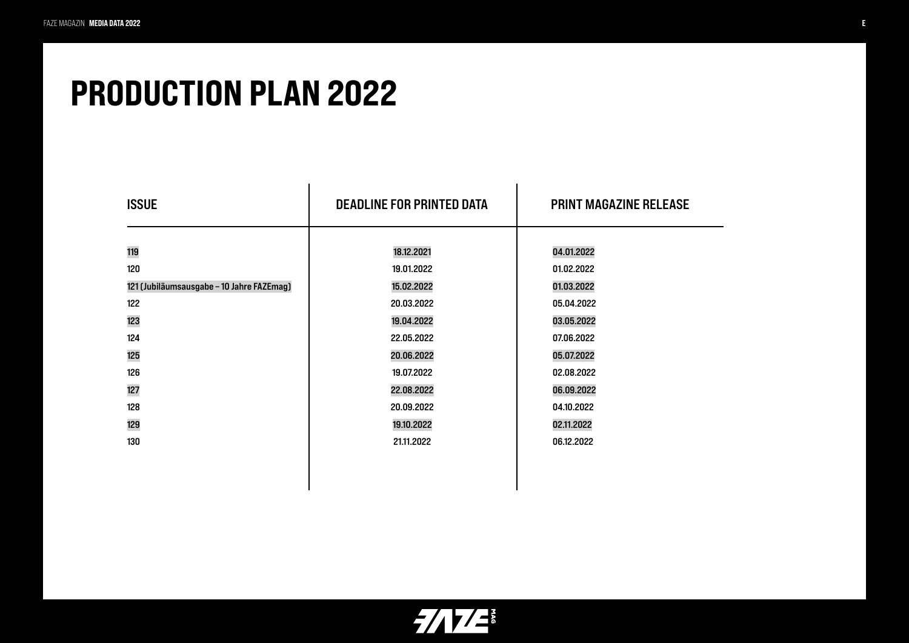# PRODUCTION PLAN 2022

| ISSUE | DEADLINE FOR PRINTED DATA | PRINT MAGAZINE RELEASE |
|---|---|---|
| 119 | 18.12.2021 | 04.01.2022 |
| 120 | 19.01.2022 | 01.02.2022 |
| 121 (Jubiläumsausgabe – 10 Jahre FAZEmag) | 15.02.2022 | 01.03.2022 |
| 122 | 20.03.2022 | 05.04.2022 |
| 123 | 19.04.2022 | 03.05.2022 |
| 124 | 22.05.2022 | 07.06.2022 |
| 125 | 20.06.2022 | 05.07.2022 |
| 126 | 19.07.2022 | 02.08.2022 |
| 127 | 22.08.2022 | 06.09.2022 |
| 128 | 20.09.2022 | 04.10.2022 |
| 129 | 19.10.2022 | 02.11.2022 |
| 130 | 21.11.2022 | 06.12.2022 |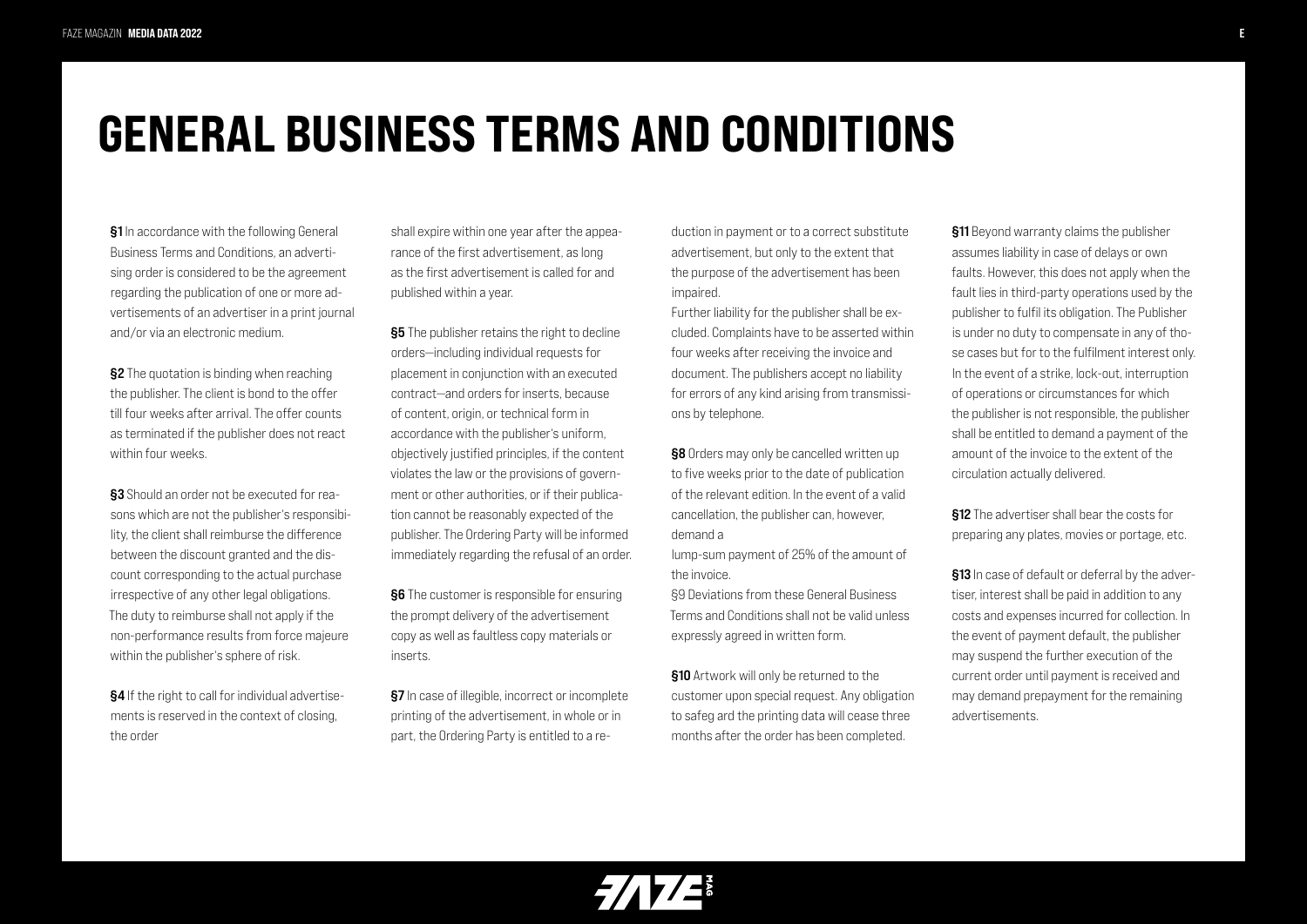# GENERAL BUSINESS TERMS AND CONDITIONS

**§1** In accordance with the following General Business Terms and Conditions, an advertising order is considered to be the agreement regarding the publication of one or more advertisements of an advertiser in a print journal and/or via an electronic medium.

**§2** The quotation is binding when reaching the publisher. The client is bond to the offer till four weeks after arrival. The offer counts as terminated if the publisher does not react within four weeks.

**§3** Should an order not be executed for reasons which are not the publisher's responsibility, the client shall reimburse the difference between the discount granted and the discount corresponding to the actual purchase irrespective of any other legal obligations. The duty to reimburse shall not apply if the non-performance results from force majeure within the publisher's sphere of risk.

**§4** If the right to call for individual advertisements is reserved in the context of closing, the order shall expire within one year after the appearance of the first advertisement, as long as the first advertisement is called for and published within a year.

**§5** The publisher retains the right to decline orders—including individual requests for placement in conjunction with an executed contract—and orders for inserts, because of content, origin, or technical form in accordance with the publisher's uniform, objectively justified principles, if the content violates the law or the provisions of government or other authorities, or if their publication cannot be reasonably expected of the publisher. The Ordering Party will be informed immediately regarding the refusal of an order.

**§6** The customer is responsible for ensuring the prompt delivery of the advertisement copy as well as faultless copy materials or inserts.

**§7** In case of illegible, incorrect or incomplete printing of the advertisement, in whole or in part, the Ordering Party is entitled to a reduction in payment or to a correct substitute advertisement, but only to the extent that the purpose of the advertisement has been impaired.
Further liability for the publisher shall be excluded. Complaints have to be asserted within four weeks after receiving the invoice and document. The publishers accept no liability for errors of any kind arising from transmissions by telephone.

**§8** Orders may only be cancelled written up to five weeks prior to the date of publication of the relevant edition. In the event of a valid cancellation, the publisher can, however, demand a
lump-sum payment of 25% of the amount of the invoice.
§9 Deviations from these General Business Terms and Conditions shall not be valid unless expressly agreed in written form.

**§10** Artwork will only be returned to the customer upon special request. Any obligation to safeg ard the printing data will cease three months after the order has been completed.

**§11** Beyond warranty claims the publisher assumes liability in case of delays or own faults. However, this does not apply when the fault lies in third-party operations used by the publisher to fulfil its obligation. The Publisher is under no duty to compensate in any of those cases but for to the fulfilment interest only. In the event of a strike, lock-out, interruption of operations or circumstances for which the publisher is not responsible, the publisher shall be entitled to demand a payment of the amount of the invoice to the extent of the circulation actually delivered.

**§12** The advertiser shall bear the costs for preparing any plates, movies or portage, etc.

**§13** In case of default or deferral by the advertiser, interest shall be paid in addition to any costs and expenses incurred for collection. In the event of payment default, the publisher may suspend the further execution of the current order until payment is received and may demand prepayment for the remaining advertisements.